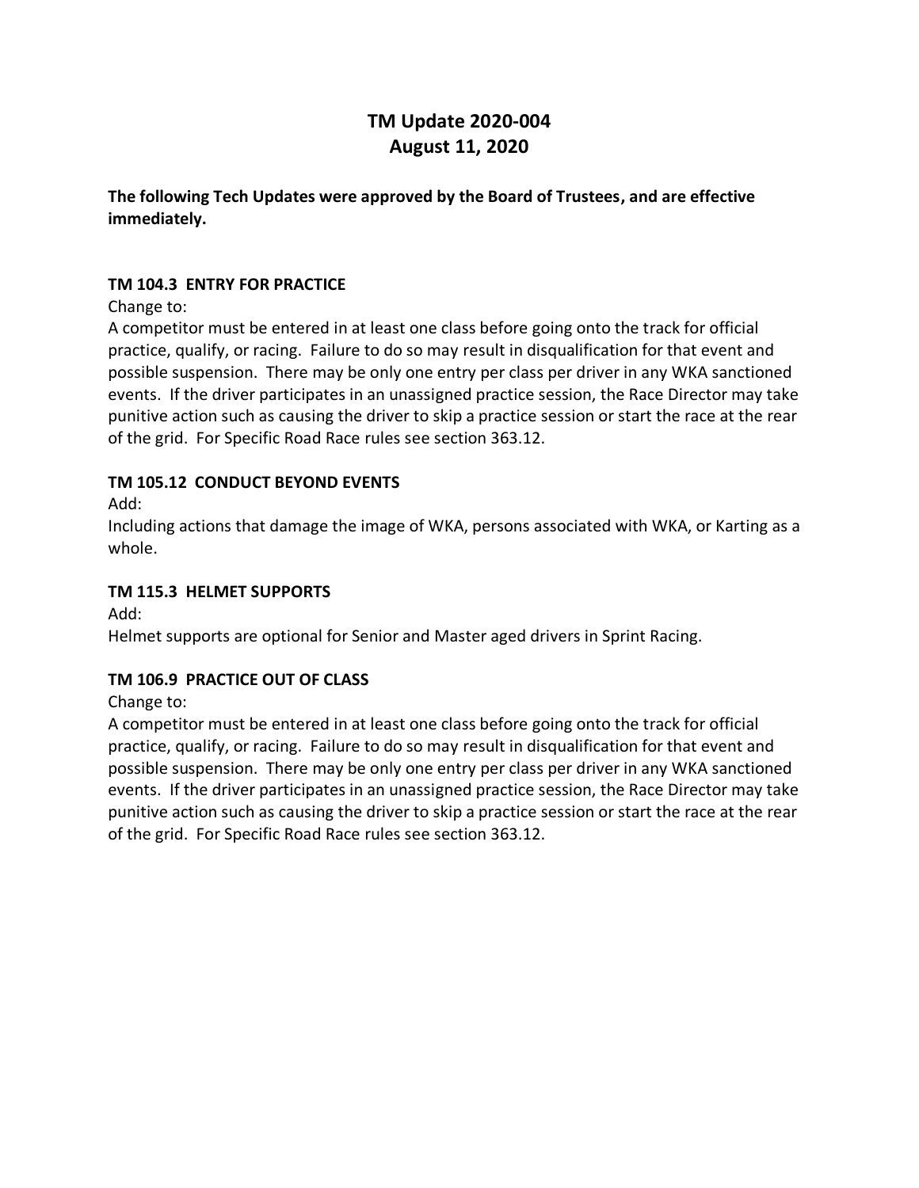# TM Update 2020-004
# August 11, 2020

**The following Tech Updates were approved by the Board of Trustees, and are effective immediately.**

### TM 104.3 ENTRY FOR PRACTICE

Change to:

A competitor must be entered in at least one class before going onto the track for official practice, qualify, or racing. Failure to do so may result in disqualification for that event and possible suspension. There may be only one entry per class per driver in any WKA sanctioned events. If the driver participates in an unassigned practice session, the Race Director may take punitive action such as causing the driver to skip a practice session or start the race at the rear of the grid. For Specific Road Race rules see section 363.12.

### TM 105.12 CONDUCT BEYOND EVENTS

Add:

Including actions that damage the image of WKA, persons associated with WKA, or Karting as a whole.

### TM 115.3 HELMET SUPPORTS

Add:

Helmet supports are optional for Senior and Master aged drivers in Sprint Racing.

### TM 106.9 PRACTICE OUT OF CLASS

Change to:

A competitor must be entered in at least one class before going onto the track for official practice, qualify, or racing. Failure to do so may result in disqualification for that event and possible suspension. There may be only one entry per class per driver in any WKA sanctioned events. If the driver participates in an unassigned practice session, the Race Director may take punitive action such as causing the driver to skip a practice session or start the race at the rear of the grid. For Specific Road Race rules see section 363.12.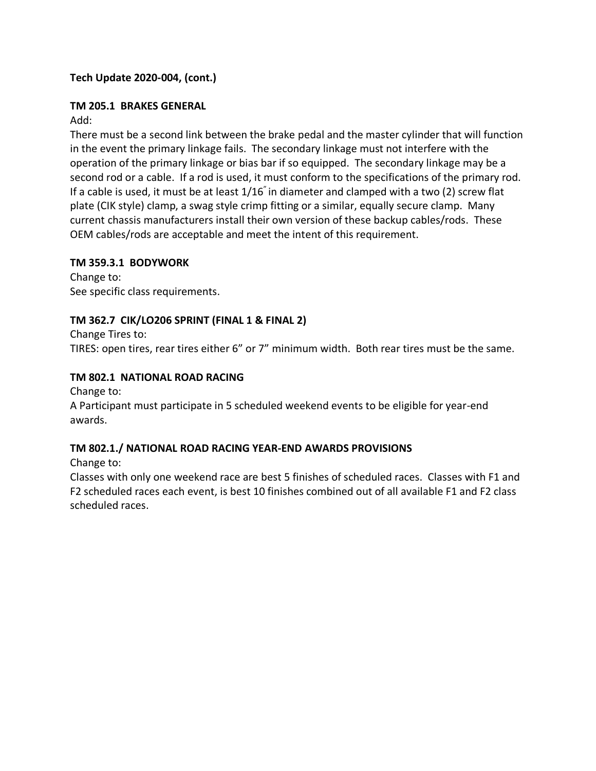**Tech Update 2020-004, (cont.)**

**TM 205.1 BRAKES GENERAL**

Add:

There must be a second link between the brake pedal and the master cylinder that will function in the event the primary linkage fails. The secondary linkage must not interfere with the operation of the primary linkage or bias bar if so equipped. The secondary linkage may be a second rod or a cable. If a rod is used, it must conform to the specifications of the primary rod. If a cable is used, it must be at least 1/16″ in diameter and clamped with a two (2) screw flat plate (CIK style) clamp, a swag style crimp fitting or a similar, equally secure clamp. Many current chassis manufacturers install their own version of these backup cables/rods. These OEM cables/rods are acceptable and meet the intent of this requirement.

**TM 359.3.1 BODYWORK**

Change to:

See specific class requirements.

**TM 362.7 CIK/LO206 SPRINT (FINAL 1 & FINAL 2)**

Change Tires to:

TIRES: open tires, rear tires either 6” or 7” minimum width. Both rear tires must be the same.

**TM 802.1 NATIONAL ROAD RACING**

Change to:

A Participant must participate in 5 scheduled weekend events to be eligible for year-end awards.

**TM 802.1./ NATIONAL ROAD RACING YEAR-END AWARDS PROVISIONS**

Change to:

Classes with only one weekend race are best 5 finishes of scheduled races. Classes with F1 and F2 scheduled races each event, is best 10 finishes combined out of all available F1 and F2 class scheduled races.